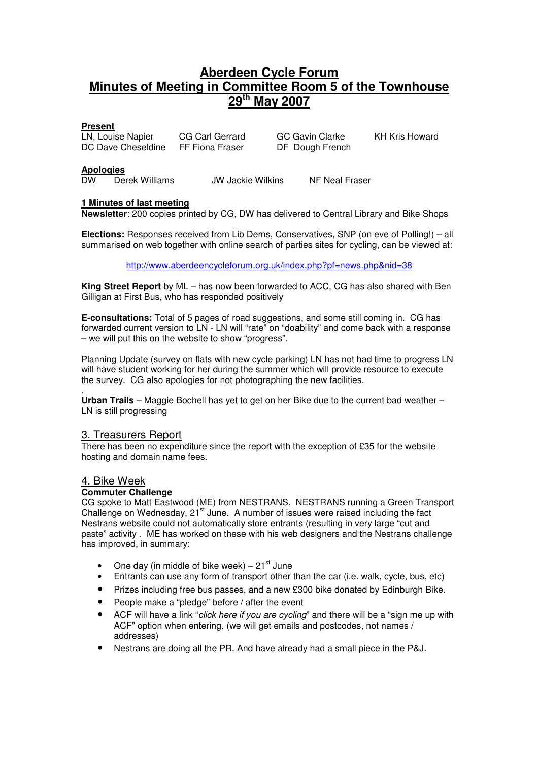# Aberdeen Cycle Forum
# Minutes of Meeting in Committee Room 5 of the Townhouse
# 29th May 2007

**Present**

| | | | |
|---|---|---|---|
| LN, Louise Napier | CG Carl Gerrard | GC Gavin Clarke | KH Kris Howard |
| DC Dave Cheseldine | FF Fiona Fraser | DF Dough French | |

**Apologies**

DW Derek Williams    JW Jackie Wilkins    NF Neal Fraser

**1 Minutes of last meeting**

**Newsletter**: 200 copies printed by CG, DW has delivered to Central Library and Bike Shops

**Elections:** Responses received from Lib Dems, Conservatives, SNP (on eve of Polling!) – all summarised on web together with online search of parties sites for cycling, can be viewed at:

http://www.aberdeencycleforum.org.uk/index.php?pf=news.php&nid=38

**King Street Report** by ML – has now been forwarded to ACC, CG has also shared with Ben Gilligan at First Bus, who has responded positively

**E-consultations:** Total of 5 pages of road suggestions, and some still coming in. CG has forwarded current version to LN - LN will "rate" on "doability" and come back with a response – we will put this on the website to show "progress".

Planning Update (survey on flats with new cycle parking) LN has not had time to progress LN will have student working for her during the summer which will provide resource to execute the survey. CG also apologies for not photographing the new facilities.

.

**Urban Trails** – Maggie Bochell has yet to get on her Bike due to the current bad weather – LN is still progressing

## 3. Treasurers Report

There has been no expenditure since the report with the exception of £35 for the website hosting and domain name fees.

## 4. Bike Week

**Commuter Challenge**

CG spoke to Matt Eastwood (ME) from NESTRANS. NESTRANS running a Green Transport Challenge on Wednesday, 21st June. A number of issues were raised including the fact Nestrans website could not automatically store entrants (resulting in very large "cut and paste" activity . ME has worked on these with his web designers and the Nestrans challenge has improved, in summary:

- One day (in middle of bike week) – 21st June
- Entrants can use any form of transport other than the car (i.e. walk, cycle, bus, etc)
- Prizes including free bus passes, and a new £300 bike donated by Edinburgh Bike.
- People make a "pledge" before / after the event
- ACF will have a link "*click here if you are cycling*" and there will be a "sign me up with ACF" option when entering. (we will get emails and postcodes, not names / addresses)
- Nestrans are doing all the PR. And have already had a small piece in the P&J.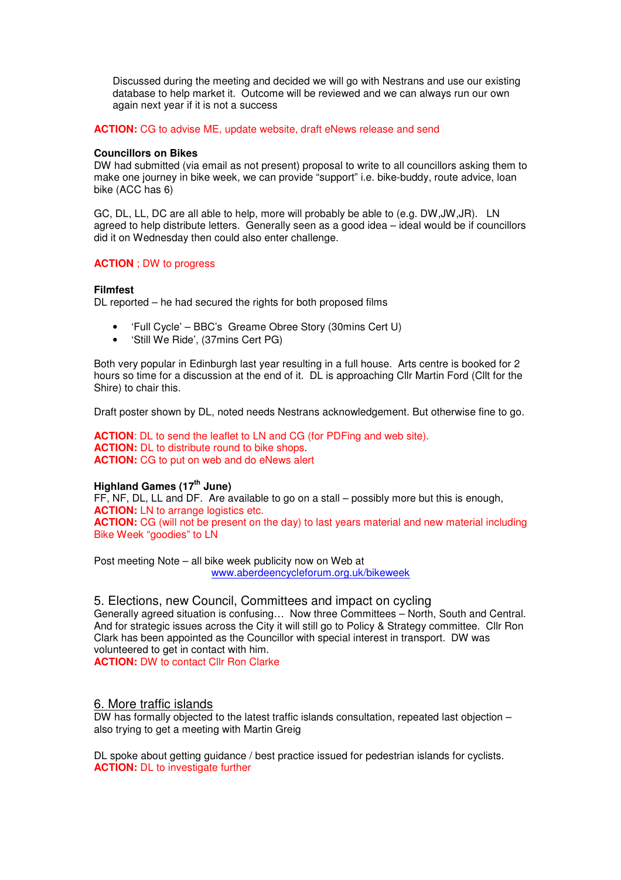Discussed during the meeting and decided we will go with Nestrans and use our existing database to help market it. Outcome will be reviewed and we can always run our own again next year if it is not a success

**ACTION:** CG to advise ME, update website, draft eNews release and send

**Councillors on Bikes**
DW had submitted (via email as not present) proposal to write to all councillors asking them to make one journey in bike week, we can provide "support" i.e. bike-buddy, route advice, loan bike (ACC has 6)

GC, DL, LL, DC are all able to help, more will probably be able to (e.g. DW,JW,JR). LN agreed to help distribute letters. Generally seen as a good idea – ideal would be if councillors did it on Wednesday then could also enter challenge.

**ACTION** ; DW to progress

**Filmfest**
DL reported – he had secured the rights for both proposed films

- 'Full Cycle' – BBC's Greame Obree Story (30mins Cert U)
- 'Still We Ride', (37mins Cert PG)

Both very popular in Edinburgh last year resulting in a full house. Arts centre is booked for 2 hours so time for a discussion at the end of it. DL is approaching Cllr Martin Ford (Cllt for the Shire) to chair this.

Draft poster shown by DL, noted needs Nestrans acknowledgement. But otherwise fine to go.

**ACTION**: DL to send the leaflet to LN and CG (for PDFing and web site).
**ACTION:** DL to distribute round to bike shops.
**ACTION:** CG to put on web and do eNews alert

**Highland Games (17th June)**
FF, NF, DL, LL and DF. Are available to go on a stall – possibly more but this is enough,
**ACTION:** LN to arrange logistics etc.
**ACTION:** CG (will not be present on the day) to last years material and new material including Bike Week "goodies" to LN

Post meeting Note – all bike week publicity now on Web at
www.aberdeencycleforum.org.uk/bikeweek

## 5. Elections, new Council, Committees and impact on cycling

Generally agreed situation is confusing… Now three Committees – North, South and Central. And for strategic issues across the City it will still go to Policy & Strategy committee. Cllr Ron Clark has been appointed as the Councillor with special interest in transport. DW was volunteered to get in contact with him.
**ACTION:** DW to contact Cllr Ron Clarke

## 6. More traffic islands

DW has formally objected to the latest traffic islands consultation, repeated last objection – also trying to get a meeting with Martin Greig

DL spoke about getting guidance / best practice issued for pedestrian islands for cyclists.
**ACTION:** DL to investigate further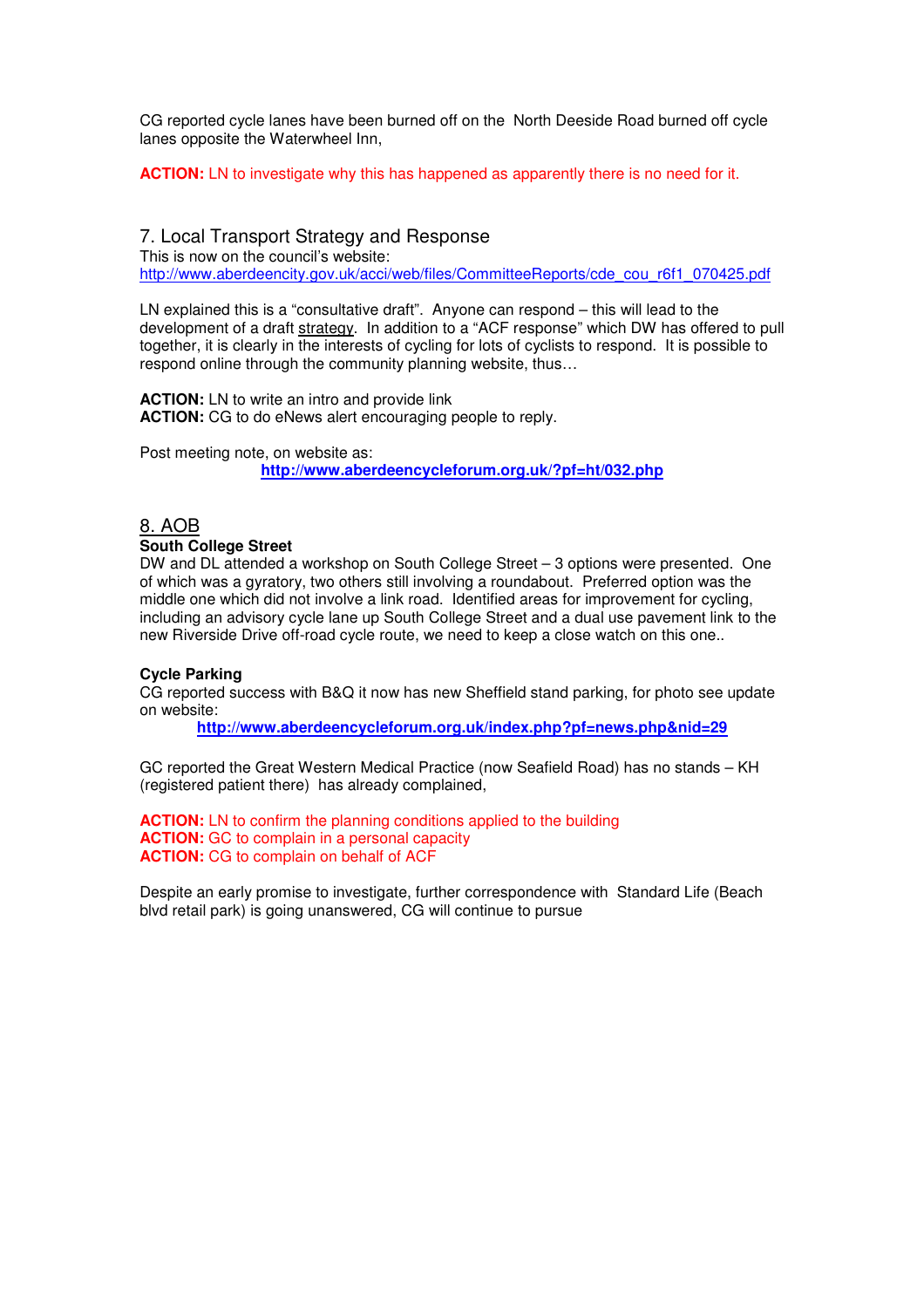CG reported cycle lanes have been burned off on the North Deeside Road burned off cycle lanes opposite the Waterwheel Inn,

**ACTION:** LN to investigate why this has happened as apparently there is no need for it.

## 7. Local Transport Strategy and Response

This is now on the council's website:
http://www.aberdeencity.gov.uk/acci/web/files/CommitteeReports/cde_cou_r6f1_070425.pdf

LN explained this is a "consultative draft". Anyone can respond – this will lead to the development of a draft strategy. In addition to a "ACF response" which DW has offered to pull together, it is clearly in the interests of cycling for lots of cyclists to respond. It is possible to respond online through the community planning website, thus…

**ACTION:** LN to write an intro and provide link
**ACTION:** CG to do eNews alert encouraging people to reply.

Post meeting note, on website as:
**http://www.aberdeencycleforum.org.uk/?pf=ht/032.php**

## 8. AOB

**South College Street**
DW and DL attended a workshop on South College Street – 3 options were presented. One of which was a gyratory, two others still involving a roundabout. Preferred option was the middle one which did not involve a link road. Identified areas for improvement for cycling, including an advisory cycle lane up South College Street and a dual use pavement link to the new Riverside Drive off-road cycle route, we need to keep a close watch on this one..

**Cycle Parking**
CG reported success with B&Q it now has new Sheffield stand parking, for photo see update on website:
**http://www.aberdeencycleforum.org.uk/index.php?pf=news.php&nid=29**

GC reported the Great Western Medical Practice (now Seafield Road) has no stands – KH (registered patient there) has already complained,

**ACTION:** LN to confirm the planning conditions applied to the building
**ACTION:** GC to complain in a personal capacity
**ACTION:** CG to complain on behalf of ACF

Despite an early promise to investigate, further correspondence with Standard Life (Beach blvd retail park) is going unanswered, CG will continue to pursue